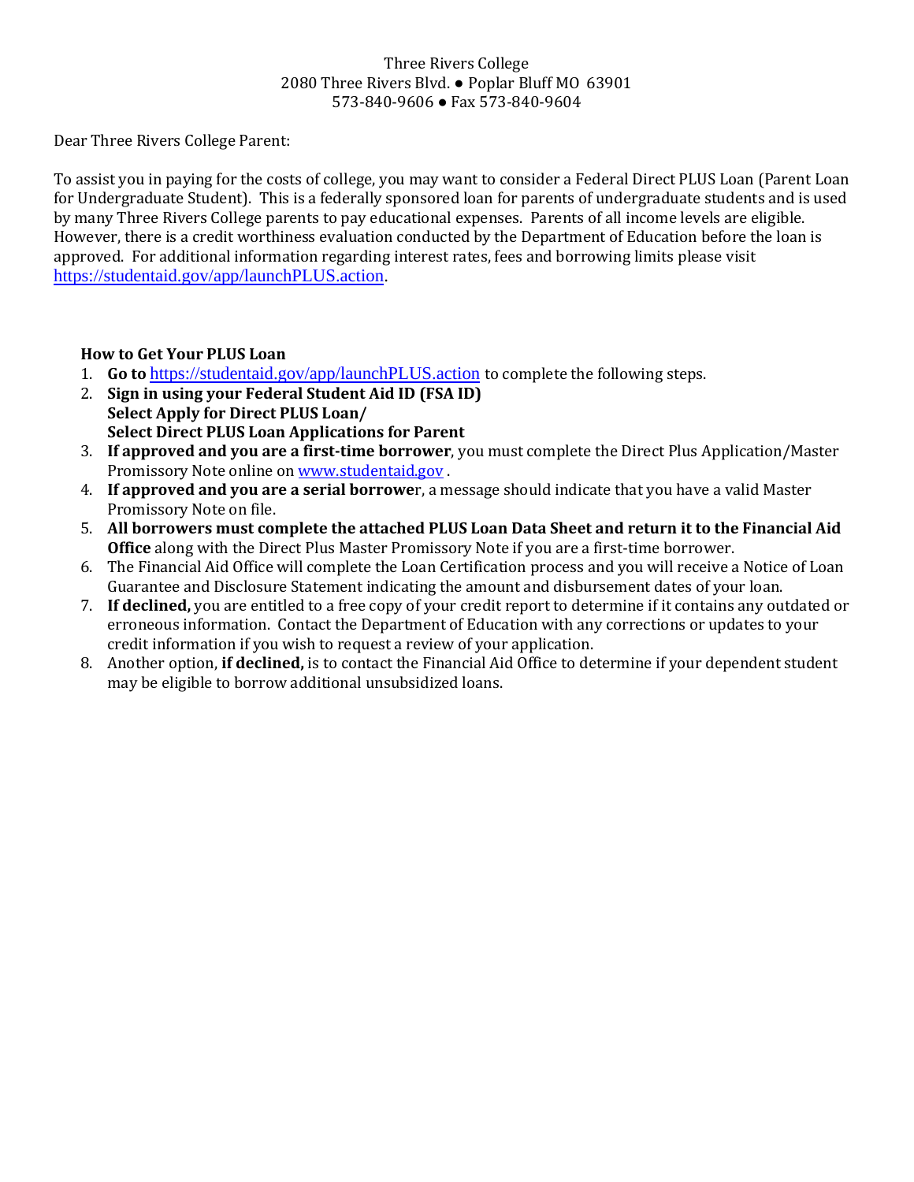Three Rivers College
2080 Three Rivers Blvd. ● Poplar Bluff MO 63901
573-840-9606 ● Fax 573-840-9604

Dear Three Rivers College Parent:

To assist you in paying for the costs of college, you may want to consider a Federal Direct PLUS Loan (Parent Loan for Undergraduate Student). This is a federally sponsored loan for parents of undergraduate students and is used by many Three Rivers College parents to pay educational expenses. Parents of all income levels are eligible. However, there is a credit worthiness evaluation conducted by the Department of Education before the loan is approved. For additional information regarding interest rates, fees and borrowing limits please visit https://studentaid.gov/app/launchPLUS.action.

**How to Get Your PLUS Loan**

1. **Go to** https://studentaid.gov/app/launchPLUS.action to complete the following steps.
2. **Sign in using your Federal Student Aid ID (FSA ID)**
   **Select Apply for Direct PLUS Loan/**
   **Select Direct PLUS Loan Applications for Parent**
3. **If approved and you are a first-time borrower**, you must complete the Direct Plus Application/Master Promissory Note online on www.studentaid.gov .
4. **If approved and you are a serial borrowe**r, a message should indicate that you have a valid Master Promissory Note on file.
5. **All borrowers must complete the attached PLUS Loan Data Sheet and return it to the Financial Aid Office** along with the Direct Plus Master Promissory Note if you are a first-time borrower.
6. The Financial Aid Office will complete the Loan Certification process and you will receive a Notice of Loan Guarantee and Disclosure Statement indicating the amount and disbursement dates of your loan.
7. **If declined,** you are entitled to a free copy of your credit report to determine if it contains any outdated or erroneous information. Contact the Department of Education with any corrections or updates to your credit information if you wish to request a review of your application.
8. Another option, **if declined,** is to contact the Financial Aid Office to determine if your dependent student may be eligible to borrow additional unsubsidized loans.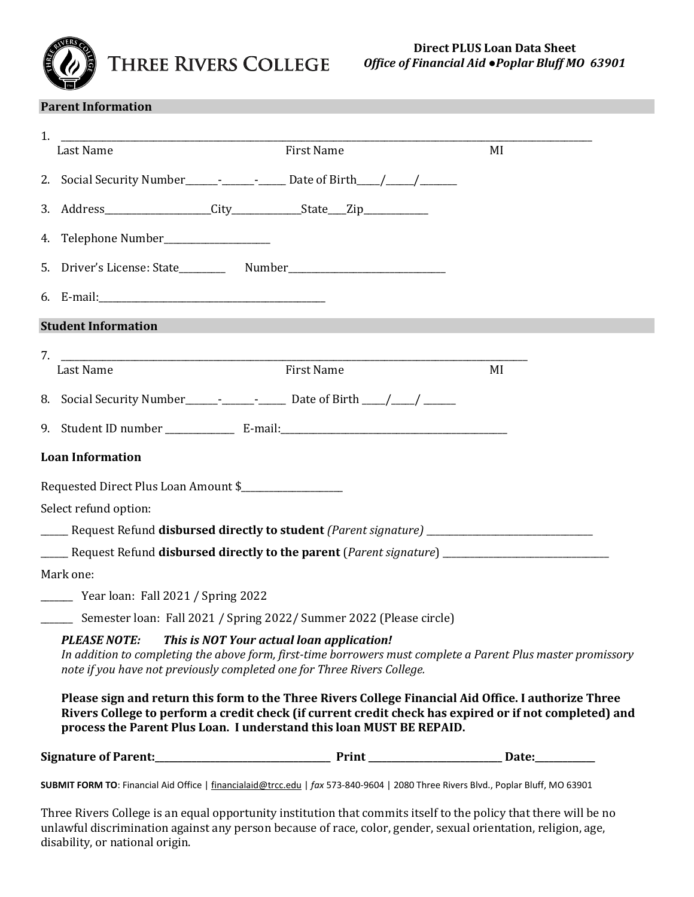# THREE RIVERS COLLEGE

**Direct PLUS Loan Data Sheet**
***Office of Financial Aid ●Poplar Bluff MO 63901***

## Parent Information

1. ______________________________________________________________________________
   Last Name First Name MI

2. Social Security Number_______-_______-______ Date of Birth_____/______/________

3. Address______________________City______________State___Zip_____________

4. Telephone Number______________________

5. Driver's License: State_________ Number________________________________

6. E-mail:_______________________________________________

## Student Information

7. ______________________________________________________________________________
   Last Name First Name MI

8. Social Security Number_______-_______-______ Date of Birth _____/_____/ _______

9. Student ID number ______________ E-mail:_______________________________________________

## Loan Information

Requested Direct Plus Loan Amount $_____________________

Select refund option:

______ Request Refund **disbursed directly to student** *(Parent signature)* ___________________________________

______ Request Refund **disbursed directly to the parent** (*Parent signature*) ___________________________________

Mark one:

_______ Year loan: Fall 2021 / Spring 2022

_______ Semester loan: Fall 2021 / Spring 2022/ Summer 2022 (Please circle)

***PLEASE NOTE: This is NOT Your actual loan application!***
*In addition to completing the above form, first-time borrowers must complete a Parent Plus master promissory note if you have not previously completed one for Three Rivers College.*

**Please sign and return this form to the Three Rivers College Financial Aid Office. I authorize Three Rivers College to perform a credit check (if current credit check has expired or if not completed) and process the Parent Plus Loan. I understand this loan MUST BE REPAID.**

**Signature of Parent:__________________________________ Print __________________________ Date:___________**

**SUBMIT FORM TO**: Financial Aid Office | financialaid@trcc.edu | *fax* 573-840-9604 | 2080 Three Rivers Blvd., Poplar Bluff, MO 63901

Three Rivers College is an equal opportunity institution that commits itself to the policy that there will be no unlawful discrimination against any person because of race, color, gender, sexual orientation, religion, age, disability, or national origin.